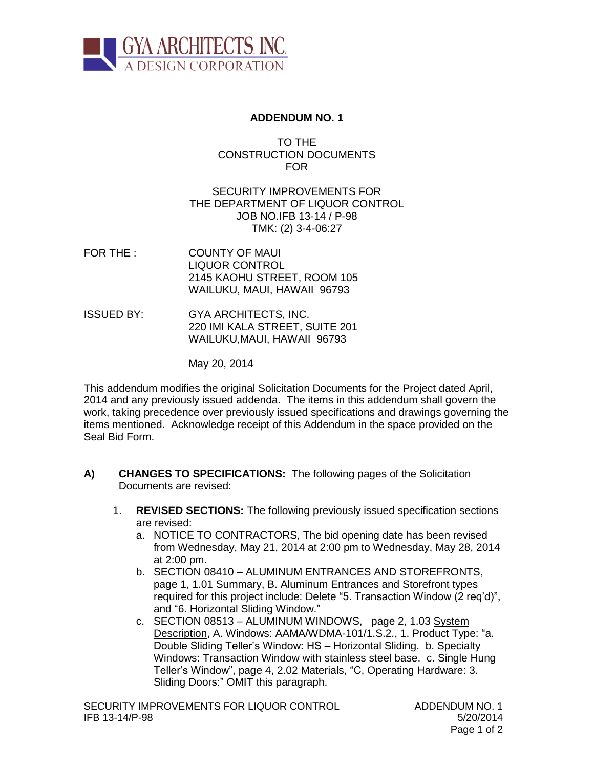GYA ARCHITECTS, INC.
A DESIGN CORPORATION

# ADDENDUM NO. 1

TO THE
CONSTRUCTION DOCUMENTS
FOR

SECURITY IMPROVEMENTS FOR
THE DEPARTMENT OF LIQUOR CONTROL
JOB NO.IFB 13-14 / P-98
TMK: (2) 3-4-06:27

FOR THE : COUNTY OF MAUI
LIQUOR CONTROL
2145 KAOHU STREET, ROOM 105
WAILUKU, MAUI, HAWAII 96793

ISSUED BY: GYA ARCHITECTS, INC.
220 IMI KALA STREET, SUITE 201
WAILUKU,MAUI, HAWAII 96793

May 20, 2014

This addendum modifies the original Solicitation Documents for the Project dated April, 2014 and any previously issued addenda. The items in this addendum shall govern the work, taking precedence over previously issued specifications and drawings governing the items mentioned. Acknowledge receipt of this Addendum in the space provided on the Seal Bid Form.

**A) CHANGES TO SPECIFICATIONS:** The following pages of the Solicitation Documents are revised:

1. **REVISED SECTIONS:** The following previously issued specification sections are revised:
   a. NOTICE TO CONTRACTORS, The bid opening date has been revised from Wednesday, May 21, 2014 at 2:00 pm to Wednesday, May 28, 2014 at 2:00 pm.
   b. SECTION 08410 – ALUMINUM ENTRANCES AND STOREFRONTS, page 1, 1.01 Summary, B. Aluminum Entrances and Storefront types required for this project include: Delete "5. Transaction Window (2 req'd)", and "6. Horizontal Sliding Window."
   c. SECTION 08513 – ALUMINUM WINDOWS, page 2, 1.03 System Description, A. Windows: AAMA/WDMA-101/1.S.2., 1. Product Type: "a. Double Sliding Teller's Window: HS – Horizontal Sliding. b. Specialty Windows: Transaction Window with stainless steel base. c. Single Hung Teller's Window", page 4, 2.02 Materials, "C, Operating Hardware: 3. Sliding Doors:" OMIT this paragraph.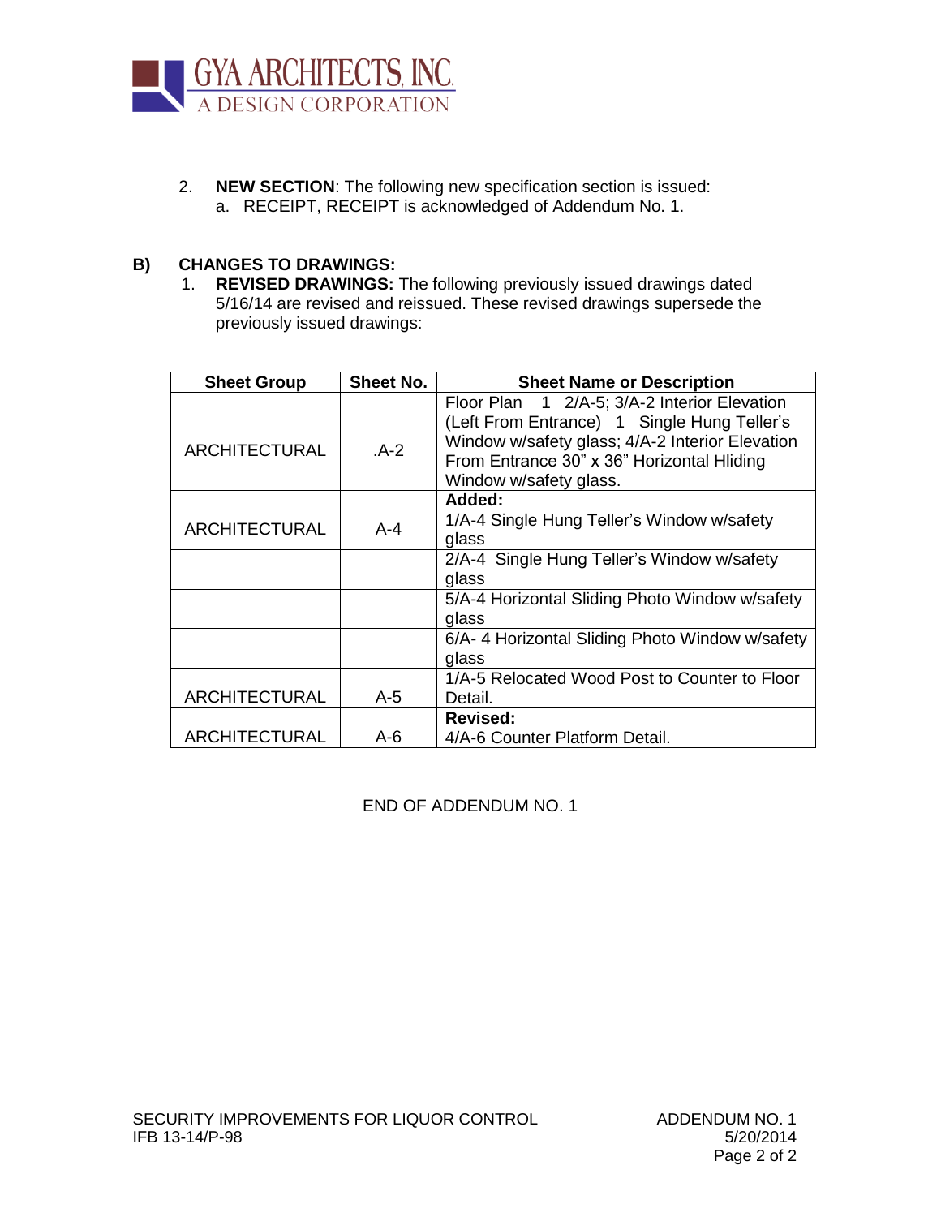2. **NEW SECTION**: The following new specification section is issued:
   a. RECEIPT, RECEIPT is acknowledged of Addendum No. 1.

## B) CHANGES TO DRAWINGS:

1. **REVISED DRAWINGS:** The following previously issued drawings dated 5/16/14 are revised and reissued. These revised drawings supersede the previously issued drawings:

| Sheet Group | Sheet No. | Sheet Name or Description |
|---|---|---|
| ARCHITECTURAL | .A-2 | Floor Plan 1 2/A-5; 3/A-2 Interior Elevation (Left From Entrance) 1 Single Hung Teller's Window w/safety glass; 4/A-2 Interior Elevation From Entrance 30" x 36" Horizontal Hliding Window w/safety glass. |
| ARCHITECTURAL | A-4 | **Added:** 1/A-4 Single Hung Teller's Window w/safety glass |
| | | 2/A-4 Single Hung Teller's Window w/safety glass |
| | | 5/A-4 Horizontal Sliding Photo Window w/safety glass |
| | | 6/A- 4 Horizontal Sliding Photo Window w/safety glass |
| ARCHITECTURAL | A-5 | 1/A-5 Relocated Wood Post to Counter to Floor Detail. |
| ARCHITECTURAL | A-6 | **Revised:** 4/A-6 Counter Platform Detail. |

END OF ADDENDUM NO. 1

SECURITY IMPROVEMENTS FOR LIQUOR CONTROL
IFB 13-14/P-98

ADDENDUM NO. 1
5/20/2014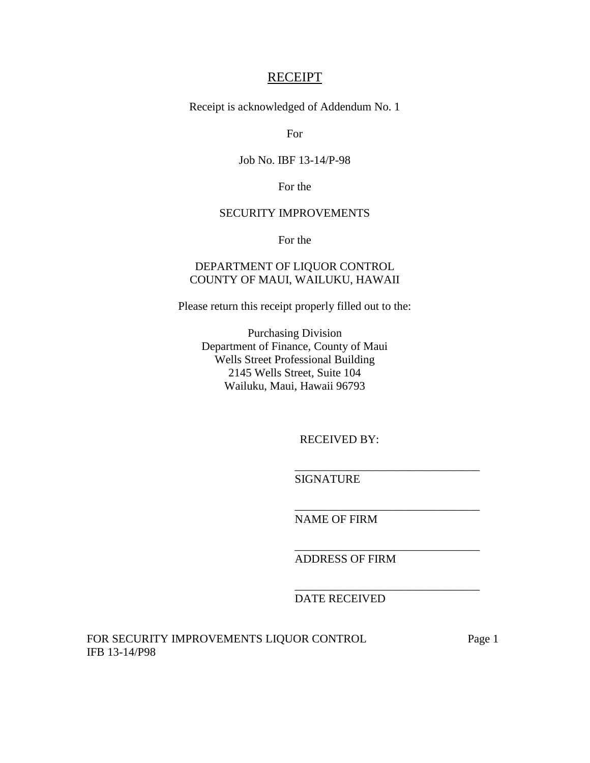# RECEIPT

Receipt is acknowledged of Addendum No. 1

For

Job No. IBF 13-14/P-98

For the

SECURITY IMPROVEMENTS

For the

DEPARTMENT OF LIQUOR CONTROL
COUNTY OF MAUI, WAILUKU, HAWAII

Please return this receipt properly filled out to the:

Purchasing Division
Department of Finance, County of Maui
Wells Street Professional Building
2145 Wells Street, Suite 104
Wailuku, Maui, Hawaii 96793

RECEIVED BY:

_________________________________
SIGNATURE

_________________________________
NAME OF FIRM

_________________________________
ADDRESS OF FIRM

_________________________________
DATE RECEIVED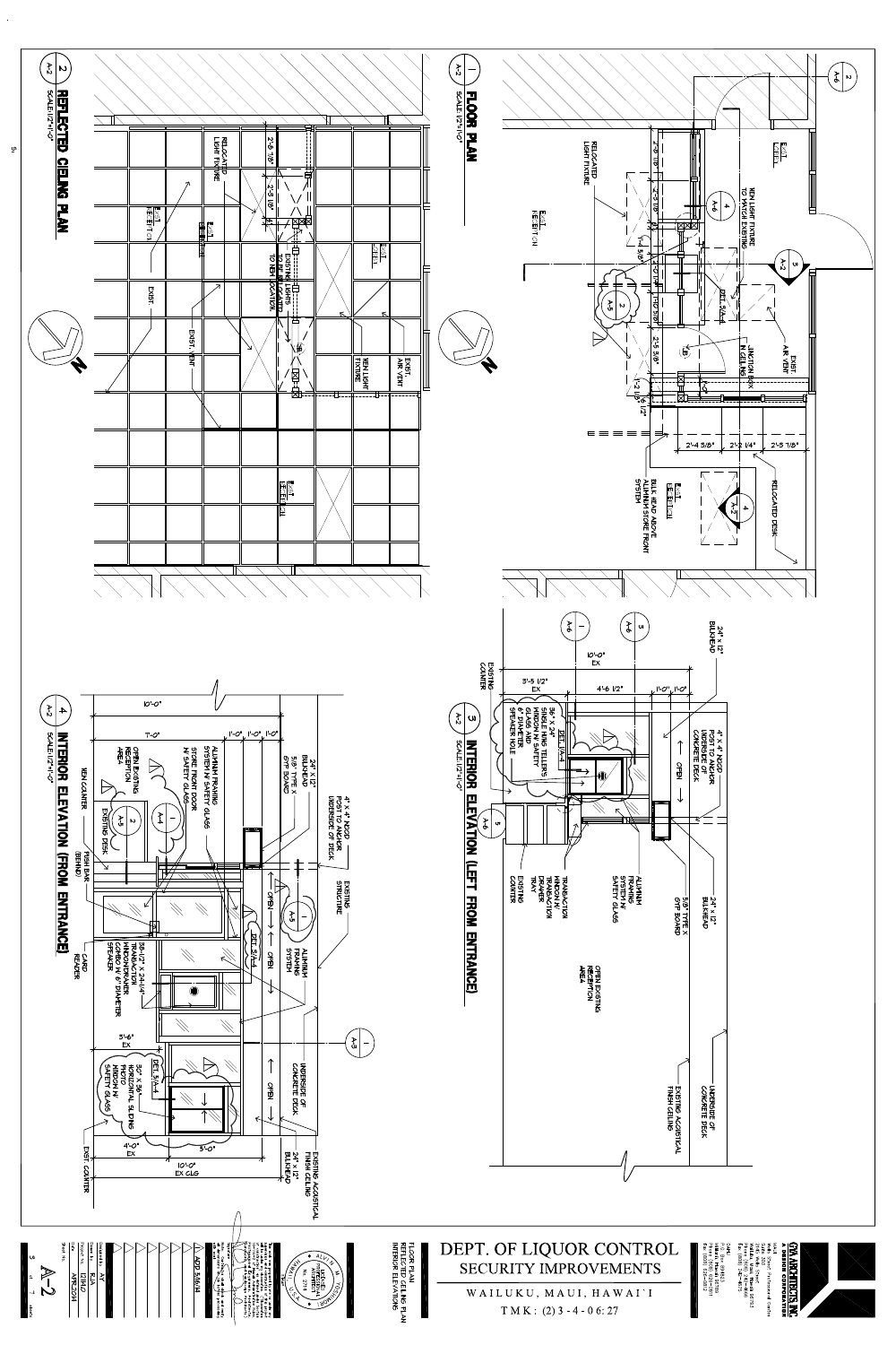## 1 FLOOR PLAN

A-2 — SCALE: 1/2"=1'-0"

- EXIST. CORR.
- NEW LIGHT FIXTURE TO MATCH EXISTING
- RELOCATED LIGHT FIXTURE
- EXIST. RECEPTION
- JUNCTION BOX IN CEILING
- EXIST. AIR VENT
- BULK HEAD ABOVE ALUMINUM STORE FRONT SYSTEM
- EXIST. RECEPTION
- RELOCATED DESK
- 2'-3 1/8", 2'-3 1/8", 1'-4 3/8", 2'-5 3/8", 1'-2 1/8", 6 1/2"
- 2'-4 3/8", 2'-1 1/4", 2'-5 7/8"

## 2 REFLECTED CEILING PLAN

A-2 — SCALE: 1/2"=1'-0"

- RELOCATED LIGHT FIXTURE
- EXIST. RECEPTION
- EXIST. CORR.
- EXIST.
- EXIST. VENT
- EXISTING LIGHTS TO BE RELOCATED TO NEW LOCATION
- NEW LIGHT FIXTURE
- EXIST. AIR VENT
- EXIST. RECEPTION
- 2'-6 1/8", 2'-3 1/8", 2'-3 1/8"

## 3 INTERIOR ELEVATION (LEFT FROM ENTRANCE)

A-2 — SCALE: 1/2"=1'-0"

- 24" x 12" BULKHEAD
- 10'-0" EX
- 3'-5 1/2", 4'-6 1/2", 1'-0", 1'-0"
- EXISTING COUNTER
- 36" x 36" SINGLE HUNG TELLERS WINDOW W/ SAFETY GLASS AND 6" DIAMETER SPEAKER HOLE
- DET. 1/A-4
- 4" x 4" WOOD POST TO ANCHOR UNDERSIDE OF CONCRETE DECK
- OPEN
- TRANSACTION WINDOW W/ TRANSACTION DRAWER TRAY
- ALUMINUM FRAMING SYSTEM W/ SAFETY GLASS
- EXISTING COUNTER
- 5/8" TYPE X GYP BOARD
- 24" x 12" BULKHEAD
- OPEN EXISTING RECEPTION AREA
- EXISTING ACOUSTICAL FINISH CEILING
- UNDERSIDE OF CONCRETE DECK

## 4 INTERIOR ELEVATION (FROM ENTRANCE)

A-2 — SCALE: 1/2"=1'-0"

- 10'-0"
- 7'-0", 1'-0", 1'-0", 1'-0"
- ALUMINUM FRAMING SYSTEM W/ SAFETY GLASS
- STORE FRONT DOOR W/ SAFETY GLASS
- OPEN EXISTING RECEPTION AREA
- NEW COUNTER
- EXISTING DESK
- 24" x 12" BULKHEAD
- 5/8" TYPE X GYP BOARD
- 4" x 4" WOOD POST TO ANCHOR UNDERSIDE OF DECK
- EXISTING STRUCTURE
- OPEN
- DET. 3/A-4
- ALUMINUM FRAMING SYSTEM
- PUSH BAR (BEHIND)
- CARD READER
- 38-1/2" x 24-1/4" TRANSACTION WINDOW WITH COMBO W/ 6" DIAMETER SPEAKER
- 3'-6" EX
- UNDERSIDE OF CONCRETE DECK
- DET. 5/A-4
- 50" x 36" HORIZONTAL SLIDING PASS THROUGH WINDOW W/ SAFETY GLASS
- 4'-0" EX, 5'-0"
- 10'-0" EX CLG
- EXIST. COUNTER
- EXISTING ACOUSTICAL FINISH CEILING
- 24" x 12" BULKHEAD

---

CYA ARCHITECTS, INC. — A DESIGN CORPORATION

# DEPT. OF LIQUOR CONTROL SECURITY IMPROVEMENTS

WAILUKU, MAUI, HAWAI'I

TMK: (2) 3-4-06:27

FLOOR PLAN, REFLECTED CEILING PLAN, INTERIOR ELEVATIONS

ALVIN M. YOSHIMORI — LICENSED PROFESSIONAL ARCHITECT No. 5314 — HAWAII, U.S.A.

ADD. 5/16/14

| | |
|---|---|
| Designed by | AY |
| Drawn by | RJA |
| Project No. | 12114.0 |
| Date | APR. 2014 |
| Sheet No. | A-2 |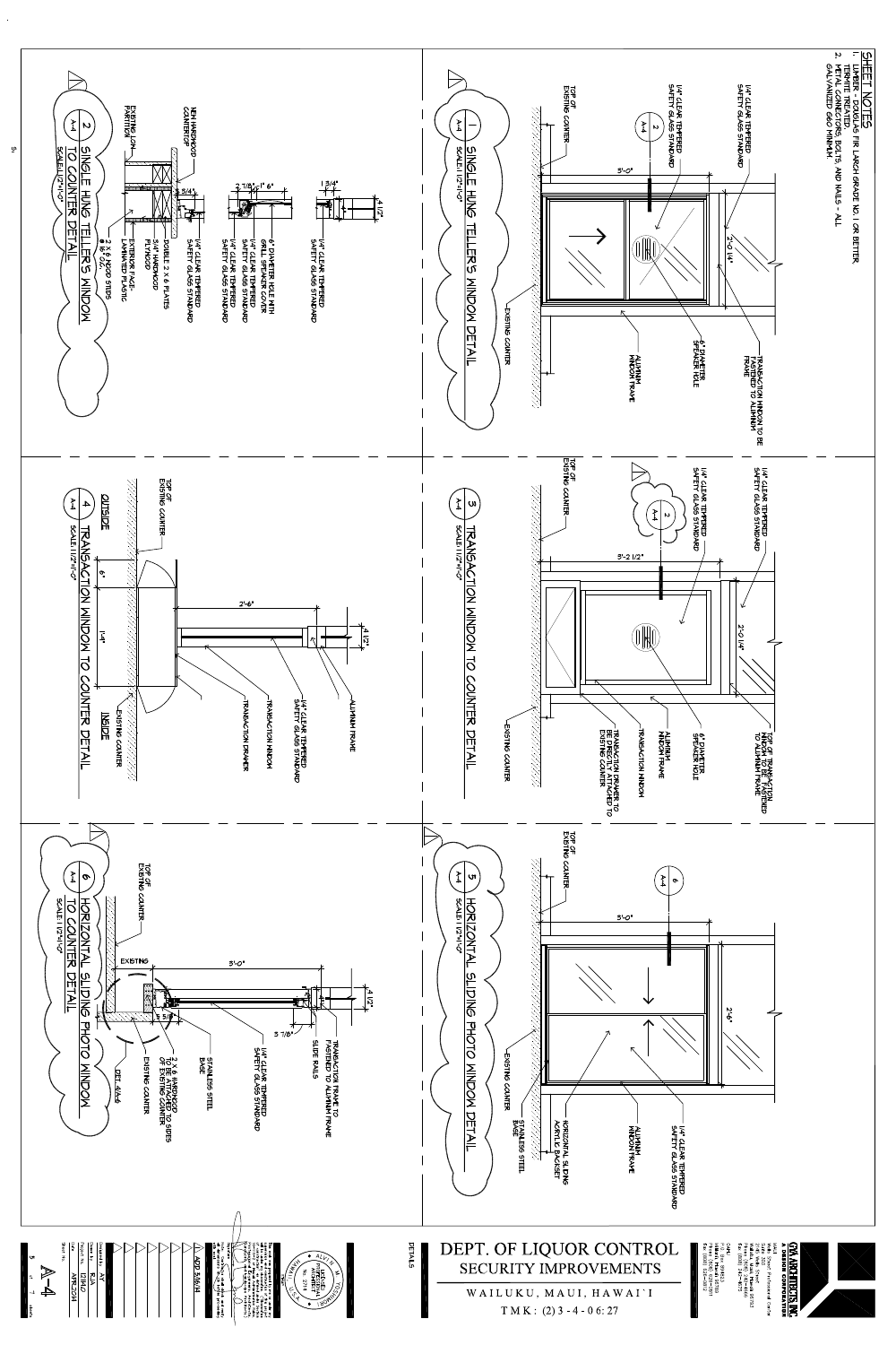## SHEET NOTES

1. LUMBER - DOUGLAS FIR LARCH GRADE NO. 1 OR BETTER, TERMITE TREATED.
2. METAL CONNECTORS, BOLTS, AND NAILS - ALL GALVANIZED G60 MINIMUM.

### 1 / A-4 — SINGLE HUNG TELLER'S WINDOW DETAIL
SCALE: 1 1/2"=1'-0"

- 1/4" CLEAR TEMPERED SAFETY GLASS STANDARD
- TOP OF EXISTING COUNTER
- 3'-0"
- 2'-0 1/4"
- TRANSACTION WINDOW TO BE FASTENED TO ALUMINUM FRAME
- 6" DIAMETER SPEAKER HOLE
- ALUMINUM WINDOW FRAME
- EXISTING COUNTER

### 2 / A-4 — SINGLE HUNG TELLER'S WINDOW TO COUNTER DETAIL
SCALE: 1 1/2"=1'-0"

- 1 3/4"
- 4 1/2"
- 1/4" CLEAR TEMPERED SAFETY GLASS STANDARD
- 2 7/8"
- 1'-6"
- 6" DIAMETER HOLE WITH GRILLE SPEAKER COVER
- 1/4" CLEAR TEMPERED SAFETY GLASS STANDARD
- 1/4" CLEAR TEMPERED SAFETY GLASS STANDARD
- 3/4"
- NEW HARDWOOD COUNTERTOP
- EXISTING LOW-PARTITION
- DOUBLE 2 X 6 PLATES
- 3/4" HARDWOOD PLYWOOD
- EXTERIOR FACE-LAMINATED PLASTIC
- 2 X 6 WOOD STUDS @ 16" O.C.

### 3 / A-4 — TRANSACTION WINDOW TO COUNTER DETAIL
SCALE: 1 1/2"=1'-0"

- 1/4" CLEAR TEMPERED SAFETY GLASS STANDARD
- 1/4" CLEAR TEMPERED SAFETY GLASS STANDARD
- TOP OF EXISTING COUNTER
- 3'-2 1/2"
- 2'-0 1/4"
- TOP OF TRANSACTION WINDOW TO BE FASTENED TO ALUMINUM FRAME
- 6" DIAMETER SPEAKER HOLE
- ALUMINUM WINDOW FRAME
- TRANSACTION WINDOW
- TRANSACTION DRAWER TO BE DIRECTLY ATTACHED TO EXISTING COUNTER
- EXISTING COUNTER

### 4 / A-4 — TRANSACTION WINDOW TO COUNTER DETAIL
SCALE: 1 1/2"=1'-0"

- TOP OF EXISTING COUNTER
- OUTSIDE
- INSIDE
- 6"
- 1'-4"
- 2'-6"
- 4 1/2"
- ALUMINUM FRAME
- 1/4" CLEAR TEMPERED SAFETY GLASS STANDARD
- TRANSACTION WINDOW
- TRANSACTION DRAWER
- EXISTING COUNTER

### 5 / A-4 — HORIZONTAL SLIDING PHOTO WINDOW DETAIL
SCALE: 1 1/2"=1'-0"

- TOP OF EXISTING COUNTER
- 3'-0"
- 2'-6"
- 1/4" CLEAR TEMPERED SAFETY GLASS STANDARD
- ALUMINUM WINDOW FRAME
- HORIZONTAL SLIDING ACRYLIC BACKSET
- STAINLESS STEEL BASE
- EXISTING COUNTER

### 6 / A-4 — HORIZONTAL SLIDING PHOTO WINDOW TO COUNTER DETAIL
SCALE: 1 1/2"=1'-0"

- TOP OF EXISTING COUNTER
- EXISTING
- 3'-0"
- 4 1/2"
- 3 7/8"
- 1 5/8"
- TRANSACTION FRAME TO FASTENED TO ALUMINUM FRAME
- SLIDE RAILS
- 1/4" CLEAR TEMPERED SAFETY GLASS STANDARD
- STAINLESS STEEL BASE
- 2 X 6 HARDWOOD TO BE ATTACHED TO SIDES OF EXISTING COUNTER
- EXISTING COUNTER
- DET. 6/A-6

---

**CYA ARCHITECTS, INC.** A DESIGN CORPORATION

**DEPT. OF LIQUOR CONTROL**
**SECURITY IMPROVEMENTS**
WAILUKU, MAUI, HAWAI`I
TMK: (2) 3-4-06:27

DETAILS

ALVIN M. YOSHIMORI — LICENSED PROFESSIONAL ARCHITECT No. 2718 — HAWAII, U.S.A.

ADD 5/6/14

Designed by: AY
Drawn by: RJA
Project No.: 12042
Date: APR.2014
Sheet No.: A-4
5 of 7 sheets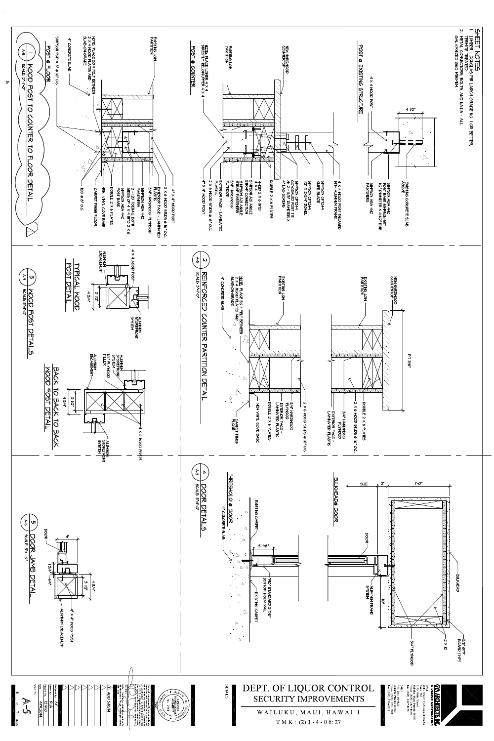## SHEET NOTES

1. LUMBER - DOUGLAS FIR LARCH GRADE NO. 1 OR BETTER, TERMITE TREATED.
2. METAL CONNECTORS, BOLTS, AND NAILS - ALL GALVANIZED G60 MINIMUM.

### POST @ EXISTING STRUCTURE

- EXISTING CONCRETE SLAB ABOVE
- 4 1/2"
- 4 X 4 WOOD POST
- SIMPSON ABA 44Z POST BASE SIMPSON SET 1/2" DIAMETER X 4 1/2" EMB.
- SIMPSON ABA 44Z FASTENERS

### POST @ COUNTER

- NEW HARDWOOD COUNTERTOP
- EXISTING LOW PARTITION
- NOTE: PLACE LOWER 4 X 4 DIRECTLY BELOW UPPER 4 X 4
- 4 X 4 WOOD POST ENCASED WITH ALUMINUM FRAME
- SIMPSON CPT44 KNIFE BLADE
- SIMPSON CPT44 1/2" X 3-1/4" DOWEL
- SIMPSON CPT44 CONCEALED POST TIE W/ 2 - 5/8" DIAMETER X 4" LAG SCREWS
- DOUBLE 2 X 6 PLATES
- 4-12D 2 X 6 INTO 4 X 4
- SIMPSON A21 ANGLE STRAP CONNECTION
- SIMPSON A21 ANGLE STRAP FASTENERS
- 3/4" HARDWOOD PLYWOOD
- EXTERIOR FACE - LAMINATED PLASTIC
- 2 X 6 WOOD STUDS @ 16" O.C.
- 4" X 4" WOOD POST

### POST @ FLOOR

- EXISTING LOW PARTITION
- NOTE: PLACE 30 # FELT BETWEEN 2 X 4 WOOD PLATES AND SLAB-ON-GRADE
- 4" CONCRETE SLAB
- SIMPSON PDF X 3" @ 16" O.C.
- 4" X 4" WOOD POST
- 2 X 6 WOOD STUDS @ 16" O.C.
- EXTERIOR FACE - LAMINATED PLASTIC
- 3/4" HARDWOOD PLYWOOD
- SIMPSON ABA 44Z FASTENERS
- 2 - 12D TOENAIL BOTH SIDES OF 4 X 4 INTO 2 X 6
- SIMPSON ABA 44Z POST BASE
- DOUBLE 2 X 6 PLATES
- NEW VINYL COVE BASE
- CARPET FINISH FLOOR
- 12D @ 8" O.C.

**1 — WOOD POST TO COUNTER TO FLOOR DETAIL** (A-5) SCALE: 3"=1'-0"

- NEW HARDWOOD COUNTERTOP
- EXISTING LOW PARTITION
- 1'-7 5/8"
- DOUBLE 2 X 6 PLATES
- 2 X 6 WOOD STUDS @ 16" O.C.
- 3/4" HARDWOOD PLYWOOD
- EXTERIOR FACE - LAMINATED PLASTIC
- EXISTING LOW PARTITION
- NOTE: PLACE 30 # FELT BETWEEN 2 X 4 WOOD PLATES AND SLAB-ON-GRADE
- 4" CONCRETE SLAB
- 2 X 6 WOOD STUDS @ 16" O.C.
- 3/4" HARDWOOD PLYWOOD
- EXTERIOR FACE - LAMINATED PLASTIC
- DOUBLE 2 X 6 PLATES
- NEW VINYL COVE BASE
- CARPET FINISH FLOOR

**2 — REINFORCED COUNTER PARTITION DETAIL** (A-5) SCALE: 3"=1'-0"

### TYPICAL WOOD POST DETAIL

- 4 X 4 WOOD POST
- ALUMINUM ENCASEMENT
- 3 1/2"
- 4 3/4"
- ALUMINUM STOREFRONT SYSTEM

### BACK TO BACK TO BACK WOOD POST DETAIL

- ALUMINUM STOREFRONT SYSTEM
- 1/4" PLYWOOD FILLER
- ALUMINUM ENCASEMENT
- 3 1/2"
- 4 3/4"
- 4 X 4 WOOD POSTS
- ALUMINUM STOREFRONT SYSTEM

**3 — WOOD POST DETAILS** (A-5) SCALE: 3"=1'-0"

### BULKHEAD@ DOOR

- SIZE
- 2"
- 1'-0"
- DOOR
- ALUMINUM FRAME SYSTEM
- 10"
- BULKHEAD
- 5/8" GYP BOARD (TYP)
- 2 X 10
- 3/4" PLYWOOD

### THRESHOLD @ DOOR

- EXISTING CARPET
- 4" CONCRETE SLAB
- 3 7/8"
- "NO" STANDARD 3 7/8" BOTTOM DOOR RAIL
- EXISTING CARPET

**4 — DOOR DETAILS** (A-5) SCALE: 3"=1'-0"

- DOOR
- 4"
- 1 3/4"
- 1/4"
- 3 1/2"
- 4 3/4"
- 4" X 4" WOOD POST
- ALUMINUM ENCASEMENT

**5 — DOOR JAMB DETAIL** (A-5) SCALE: 3"=1'-0"

---

GYA ARCHITECTS, INC. — A DESIGN CORPORATION

ALVIN M. YOSHIMORI — LICENSED PROFESSIONAL ARCHITECT No. 5718 — HAWAII, U.S.A.

△ ADD 5/16/14

# DEPT. OF LIQUOR CONTROL
## SECURITY IMPROVEMENTS

WAILUKU, MAUI, HAWAI`I

TMK: (2) 3-4-06:27

DETAILS

| | |
|---|---|
| Designed by | AY |
| Drawn by | RJA |
| Project No. | 12IN42 |
| Date | APR 2014 |
| Sheet No. | A-5 |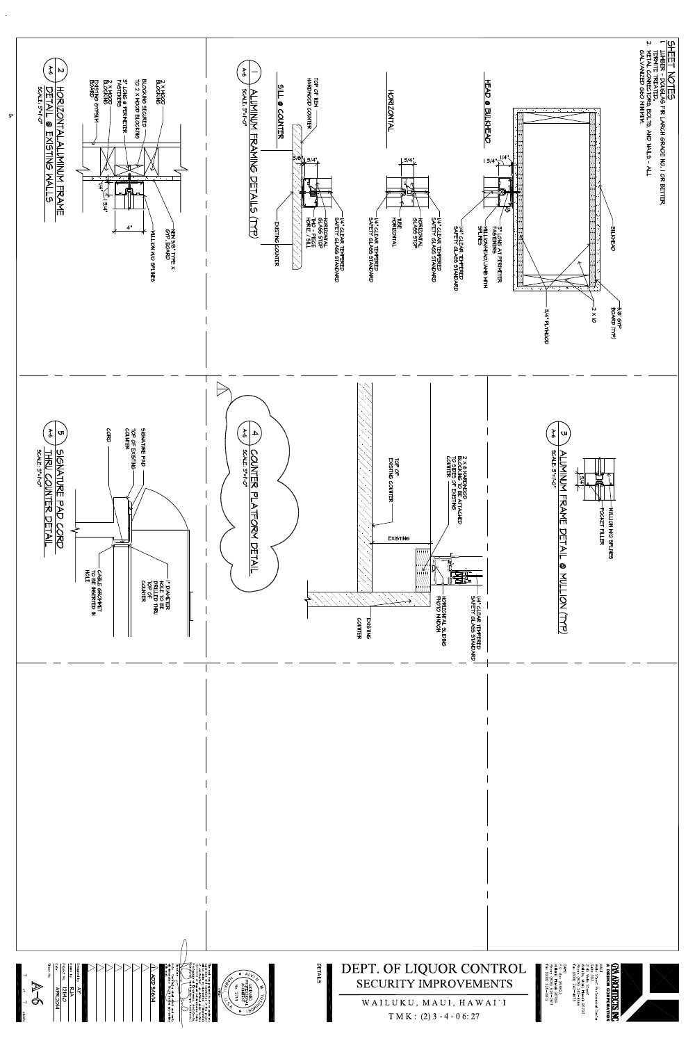## SHEET NOTES

1. LUMBER - DOUGLAS FIR LARCH GRADE NO. 1 OR BETTER, TERMITE TREATED.
2. METAL CONNECTORS, BOLTS, AND NAILS - ALL GALVANIZED G60 MINIMUM.

### HEAD @ BULKHEAD

BULKHEAD
5/8" GYP BOARD (TYP)
2 X 10
3/4" PLYWOOD
1 5/4" 1/4"
3" LONG AT PERIMETER FASTENERS
MULLION/HEAD/JAMB WITH SPLINES
1/4" CLEAR TEMPERED SAFETY GLASS STANDARD

### HORIZONTAL

5/4"
1/4" CLEAR TEMPERED SAFETY GLASS STANDARD
HORIZONTAL GLASS STOP
TUBE HORIZONTAL
1/4" CLEAR TEMPERED SAFETY GLASS STANDARD

### SILL @ COUNTER

TOP OF NEW HARDWOOD COUNTER
5/8" 5/4"
1/4" CLEAR TEMPERED SAFETY GLASS STANDARD
HORIZONTAL GLASS STOP
TWO PIECE HORIZ. / SILL
EXISTING COUNTER

## 1 (A-6) ALUMINUM FRAMING DETAILS (TYP)
SCALE: 3"=1'-0"

## 2 (A-6) HORIZONTAL ALUMINUM FRAME DETAIL @ EXISTING WALLS
SCALE: 3"=1'-0"

2 X WOOD BLOCKING
BLOCKING SECURED TO 2 X WOOD BLOCKING
3" LONG @ PERIMETER FASTENERS
2 X WOOD BLOCKING
EXISTING GYPSUM BOARD
1/4" 3/4"
4"
NEW 5/8" TYPE X GYP. BOARD
MULLION W/O SPLINES

## 3 (A-6) ALUMINUM FRAME DETAIL @ MULLION (TYP)
SCALE: 3"=1'-0"

3/4"
MULLION W/O SPLINES
POCKET FILLER

## 4 (A-6) COUNTER PLATFORM DETAIL
SCALE: 3"=1'-0"

2 X 6 HARDWOOD BLOCKING TO BE ATTACHED TO SIDES OF EXISTING COUNTER
TOP OF EXISTING COUNTER
EXISTING
1/4" CLEAR TEMPERED SAFETY GLASS STANDARD
HORIZONTAL SLIDING PHOTO WINDOW
EXISTING COUNTER

## 5 (A-6) SIGNATURE PAD CORD THRU COUNTER DETAIL
SCALE: 3"=1'-0"

SIGNATURE PAD
TOP OF EXISTING COUNTER
CORD
1" DIAMETER HOLE TO BE DRILLED THRU TOP OF COUNTER
CABLE GROMMET TO BE INSERTED IN HOLE

---

CYA ARCHITECTS, INC.
A DESIGN CORPORATION

DEPT. OF LIQUOR CONTROL
SECURITY IMPROVEMENTS
WAILUKU, MAUI, HAWAI`I
TMK: (2) 3-4-06:27

DETAILS

ALVIN M. YOSHIMORI
LICENSED PROFESSIONAL ARCHITECT
No. 2714
HAWAII, U.S.A.

ADD 5/16/14

Designed by: AY
Drawn by: RJA
Project No.: 12IH40
Date: APR.2014
Sheet No.: A-6
7 of 7 sheets